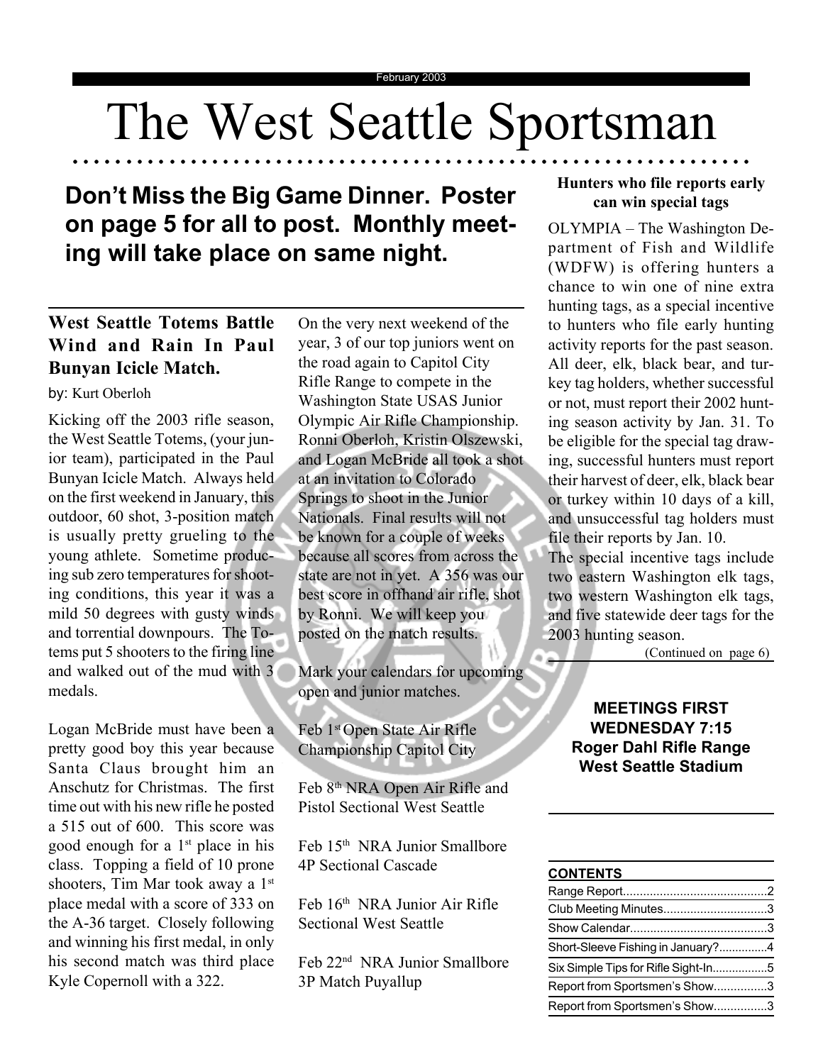February 2003

# The West Seattle Sportsman

**Don't Miss the Big Game Dinner. Poster on page 5 for all to post. Monthly meeting will take place on same night.**

## West Seattle Totems Battle Wind and Rain In Paul Bunyan Icicle Match.

by: Kurt Oberloh

Kicking off the 2003 rifle season, the West Seattle Totems, (your junior team), participated in the Paul Bunyan Icicle Match. Always held on the first weekend in January, this outdoor, 60 shot, 3-position match is usually pretty grueling to the young athlete. Sometime producing sub zero temperatures for shooting conditions, this year it was a mild 50 degrees with gusty winds and torrential downpours. The Totems put 5 shooters to the firing line and walked out of the mud with 3 medals.

Logan McBride must have been a pretty good boy this year because Santa Claus brought him an Anschutz for Christmas. The first time out with his new rifle he posted a 515 out of 600. This score was good enough for a 1st place in his class. Topping a field of 10 prone shooters, Tim Mar took away a 1st place medal with a score of 333 on the A-36 target. Closely following and winning his first medal, in only his second match was third place Kyle Copernoll with a 322.

On the very next weekend of the year, 3 of our top juniors went on the road again to Capitol City Rifle Range to compete in the Washington State USAS Junior Olympic Air Rifle Championship. Ronni Oberloh, Kristin Olszewski, and Logan McBride all took a shot at an invitation to Colorado Springs to shoot in the Junior Nationals. Final results will not be known for a couple of weeks because all scores from across the state are not in yet. A 356 was our best score in offhand air rifle, shot by Ronni. We will keep you posted on the match results.

Mark your calendars for upcoming open and junior matches.

Feb 1st Open State Air Rifle Championship Capitol City

Feb 8th NRA Open Air Rifle and Pistol Sectional West Seattle

Feb 15th NRA Junior Smallbore 4P Sectional Cascade

Feb 16th NRA Junior Air Rifle Sectional West Seattle

Feb 22nd NRA Junior Smallbore 3P Match Puyallup

### Hunters who file reports early can win special tags

OLYMPIA – The Washington Department of Fish and Wildlife (WDFW) is offering hunters a chance to win one of nine extra hunting tags, as a special incentive to hunters who file early hunting activity reports for the past season. All deer, elk, black bear, and turkey tag holders, whether successful or not, must report their 2002 hunting season activity by Jan. 31. To be eligible for the special tag drawing, successful hunters must report their harvest of deer, elk, black bear or turkey within 10 days of a kill, and unsuccessful tag holders must file their reports by Jan. 10.

The special incentive tags include two eastern Washington elk tags, two western Washington elk tags, and five statewide deer tags for the 2003 hunting season.

(Continued on page 6)

**MEETINGS FIRST WEDNESDAY 7:15**
**Roger Dahl Rifle Range**
**West Seattle Stadium**

**CONTENTS**

| | |
|---|---|
| Range Report | 2 |
| Club Meeting Minutes | 3 |
| Show Calendar | 3 |
| Short-Sleeve Fishing in January? | 4 |
| Six Simple Tips for Rifle Sight-In | 5 |
| Report from Sportsmen's Show | 3 |
| Report from Sportsmen's Show | 3 |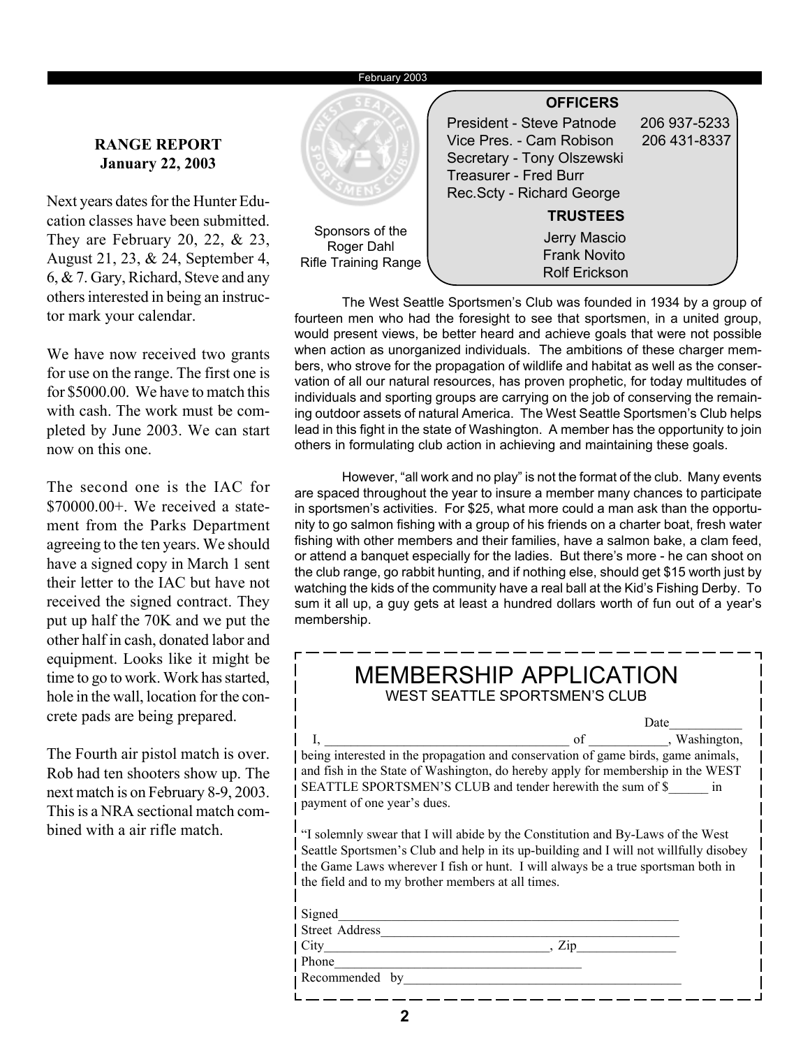## RANGE REPORT
### January 22, 2003

Next years dates for the Hunter Education classes have been submitted. They are February 20, 22, & 23, August 21, 23, & 24, September 4, 6, & 7. Gary, Richard, Steve and any others interested in being an instructor mark your calendar.

We have now received two grants for use on the range. The first one is for $5000.00. We have to match this with cash. The work must be completed by June 2003. We can start now on this one.

The second one is the IAC for $70000.00+. We received a statement from the Parks Department agreeing to the ten years. We should have a signed copy in March 1 sent their letter to the IAC but have not received the signed contract. They put up half the 70K and we put the other half in cash, donated labor and equipment. Looks like it might be time to go to work. Work has started, hole in the wall, location for the concrete pads are being prepared.

The Fourth air pistol match is over. Rob had ten shooters show up. The next match is on February 8-9, 2003. This is a NRA sectional match combined with a air rifle match.

Sponsors of the Roger Dahl Rifle Training Range

**OFFICERS**

President - Steve Patnode 206 937-5233
Vice Pres. - Cam Robison 206 431-8337
Secretary - Tony Olszewski
Treasurer - Fred Burr
Rec.Scty - Richard George

**TRUSTEES**

Jerry Mascio
Frank Novito
Rolf Erickson

The West Seattle Sportsmen's Club was founded in 1934 by a group of fourteen men who had the foresight to see that sportsmen, in a united group, would present views, be better heard and achieve goals that were not possible when action as unorganized individuals. The ambitions of these charger members, who strove for the propagation of wildlife and habitat as well as the conservation of all our natural resources, has proven prophetic, for today multitudes of individuals and sporting groups are carrying on the job of conserving the remaining outdoor assets of natural America. The West Seattle Sportsmen's Club helps lead in this fight in the state of Washington. A member has the opportunity to join others in formulating club action in achieving and maintaining these goals.

However, "all work and no play" is not the format of the club. Many events are spaced throughout the year to insure a member many chances to participate in sportsmen's activities. For $25, what more could a man ask than the opportunity to go salmon fishing with a group of his friends on a charter boat, fresh water fishing with other members and their families, have a salmon bake, a clam feed, or attend a banquet especially for the ladies. But there's more - he can shoot on the club range, go rabbit hunting, and if nothing else, should get $15 worth just by watching the kids of the community have a real ball at the Kid's Fishing Derby. To sum it all up, a guy gets at least a hundred dollars worth of fun out of a year's membership.

# MEMBERSHIP APPLICATION
WEST SEATTLE SPORTSMEN'S CLUB

Date___________

I, _____________________________________ of ____________, Washington, being interested in the propagation and conservation of game birds, game animals, and fish in the State of Washington, do hereby apply for membership in the WEST SEATTLE SPORTSMEN'S CLUB and tender herewith the sum of $______ in payment of one year's dues.

"I solemnly swear that I will abide by the Constitution and By-Laws of the West Seattle Sportsmen's Club and help in its up-building and I will not willfully disobey the Game Laws wherever I fish or hunt. I will always be a true sportsman both in the field and to my brother members at all times.

Signed_____________________________________________________

Street Address______________________________________________

City_________________________________, Zip_______________

Phone______________________________________

Recommended by____________________________________________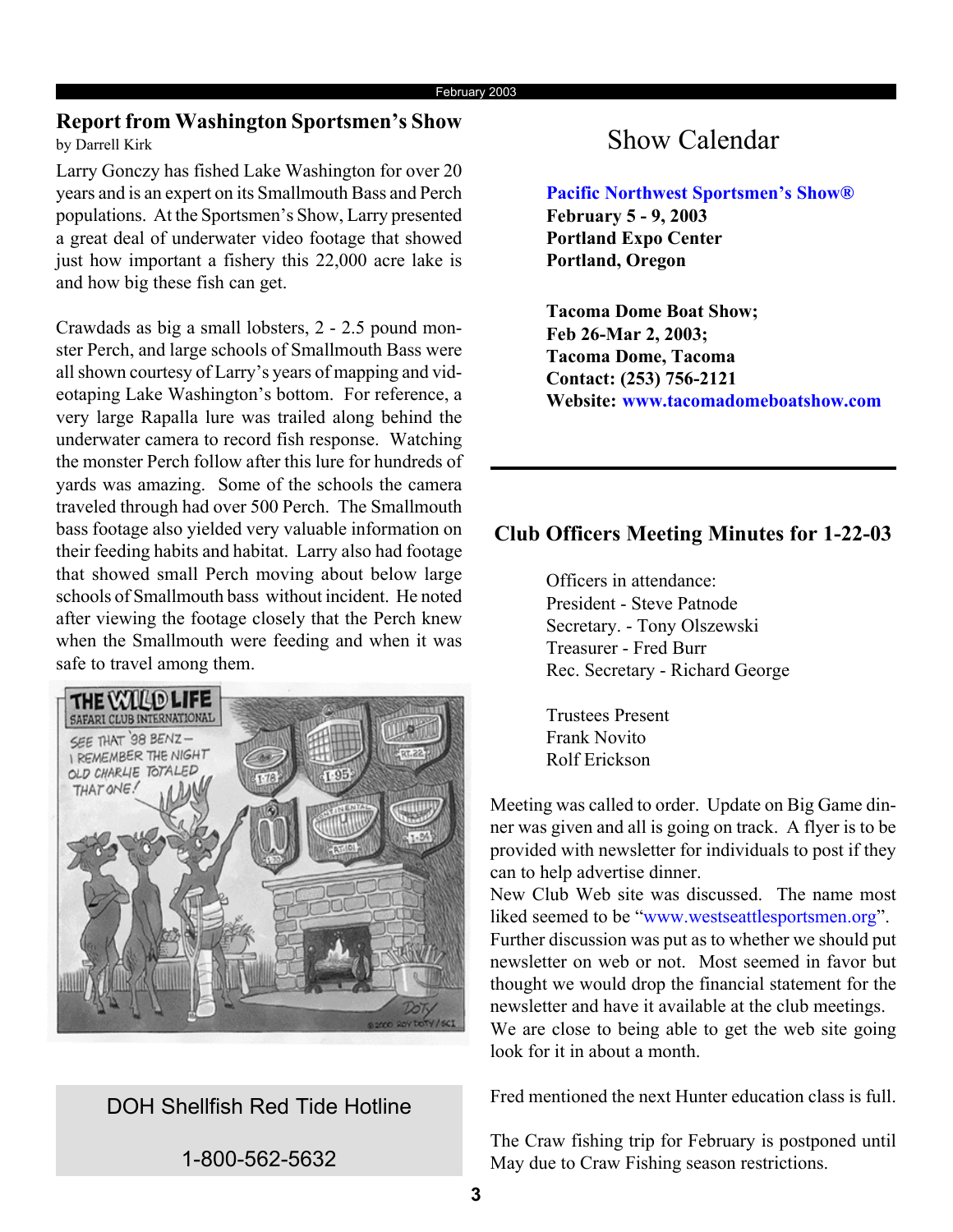## Report from Washington Sportsmen's Show

by Darrell Kirk

Larry Gonczy has fished Lake Washington for over 20 years and is an expert on its Smallmouth Bass and Perch populations. At the Sportsmen's Show, Larry presented a great deal of underwater video footage that showed just how important a fishery this 22,000 acre lake is and how big these fish can get.

Crawdads as big a small lobsters, 2 - 2.5 pound monster Perch, and large schools of Smallmouth Bass were all shown courtesy of Larry's years of mapping and videotaping Lake Washington's bottom. For reference, a very large Rapalla lure was trailed along behind the underwater camera to record fish response. Watching the monster Perch follow after this lure for hundreds of yards was amazing. Some of the schools the camera traveled through had over 500 Perch. The Smallmouth bass footage also yielded very valuable information on their feeding habits and habitat. Larry also had footage that showed small Perch moving about below large schools of Smallmouth bass without incident. He noted after viewing the footage closely that the Perch knew when the Smallmouth were feeding and when it was safe to travel among them.

DOH Shellfish Red Tide Hotline

1-800-562-5632

## Show Calendar

**Pacific Northwest Sportsmen's Show®**
**February 5 - 9, 2003**
**Portland Expo Center**
**Portland, Oregon**

**Tacoma Dome Boat Show;**
**Feb 26-Mar 2, 2003;**
**Tacoma Dome, Tacoma**
**Contact: (253) 756-2121**
**Website: www.tacomadomeboatshow.com**

## Club Officers Meeting Minutes for 1-22-03

Officers in attendance:
President - Steve Patnode
Secretary. - Tony Olszewski
Treasurer - Fred Burr
Rec. Secretary - Richard George

Trustees Present
Frank Novito
Rolf Erickson

Meeting was called to order. Update on Big Game dinner was given and all is going on track. A flyer is to be provided with newsletter for individuals to post if they can to help advertise dinner.
New Club Web site was discussed. The name most liked seemed to be "www.westseattlesportsmen.org". Further discussion was put as to whether we should put newsletter on web or not. Most seemed in favor but thought we would drop the financial statement for the newsletter and have it available at the club meetings. We are close to being able to get the web site going look for it in about a month.

Fred mentioned the next Hunter education class is full.

The Craw fishing trip for February is postponed until May due to Craw Fishing season restrictions.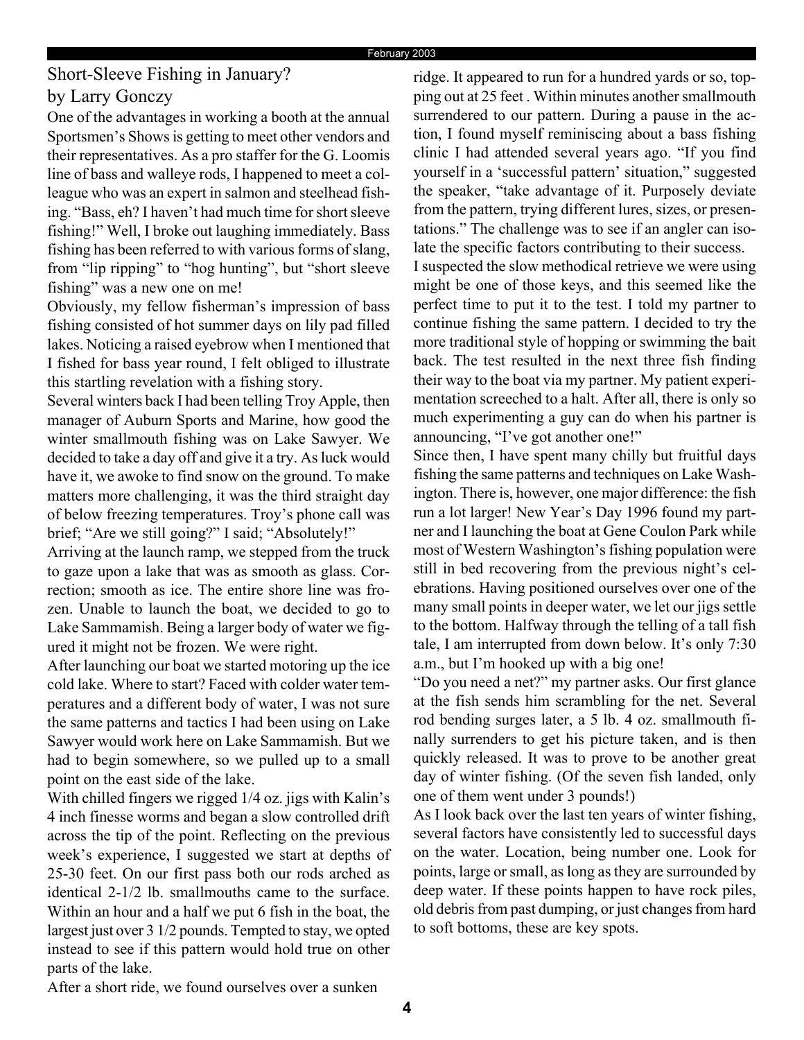## Short-Sleeve Fishing in January?

by Larry Gonczy

One of the advantages in working a booth at the annual Sportsmen's Shows is getting to meet other vendors and their representatives. As a pro staffer for the G. Loomis line of bass and walleye rods, I happened to meet a colleague who was an expert in salmon and steelhead fishing. "Bass, eh? I haven't had much time for short sleeve fishing!" Well, I broke out laughing immediately. Bass fishing has been referred to with various forms of slang, from "lip ripping" to "hog hunting", but "short sleeve fishing" was a new one on me!

Obviously, my fellow fisherman's impression of bass fishing consisted of hot summer days on lily pad filled lakes. Noticing a raised eyebrow when I mentioned that I fished for bass year round, I felt obliged to illustrate this startling revelation with a fishing story.

Several winters back I had been telling Troy Apple, then manager of Auburn Sports and Marine, how good the winter smallmouth fishing was on Lake Sawyer. We decided to take a day off and give it a try. As luck would have it, we awoke to find snow on the ground. To make matters more challenging, it was the third straight day of below freezing temperatures. Troy's phone call was brief; "Are we still going?" I said; "Absolutely!"

Arriving at the launch ramp, we stepped from the truck to gaze upon a lake that was as smooth as glass. Correction; smooth as ice. The entire shore line was frozen. Unable to launch the boat, we decided to go to Lake Sammamish. Being a larger body of water we figured it might not be frozen. We were right.

After launching our boat we started motoring up the ice cold lake. Where to start? Faced with colder water temperatures and a different body of water, I was not sure the same patterns and tactics I had been using on Lake Sawyer would work here on Lake Sammamish. But we had to begin somewhere, so we pulled up to a small point on the east side of the lake.

With chilled fingers we rigged 1/4 oz. jigs with Kalin's 4 inch finesse worms and began a slow controlled drift across the tip of the point. Reflecting on the previous week's experience, I suggested we start at depths of 25-30 feet. On our first pass both our rods arched as identical 2-1/2 lb. smallmouths came to the surface. Within an hour and a half we put 6 fish in the boat, the largest just over 3 1/2 pounds. Tempted to stay, we opted instead to see if this pattern would hold true on other parts of the lake.

After a short ride, we found ourselves over a sunken ridge. It appeared to run for a hundred yards or so, topping out at 25 feet . Within minutes another smallmouth surrendered to our pattern. During a pause in the action, I found myself reminiscing about a bass fishing clinic I had attended several years ago. "If you find yourself in a 'successful pattern' situation," suggested the speaker, "take advantage of it. Purposely deviate from the pattern, trying different lures, sizes, or presentations." The challenge was to see if an angler can isolate the specific factors contributing to their success.

I suspected the slow methodical retrieve we were using might be one of those keys, and this seemed like the perfect time to put it to the test. I told my partner to continue fishing the same pattern. I decided to try the more traditional style of hopping or swimming the bait back. The test resulted in the next three fish finding their way to the boat via my partner. My patient experimentation screeched to a halt. After all, there is only so much experimenting a guy can do when his partner is announcing, "I've got another one!"

Since then, I have spent many chilly but fruitful days fishing the same patterns and techniques on Lake Washington. There is, however, one major difference: the fish run a lot larger! New Year's Day 1996 found my partner and I launching the boat at Gene Coulon Park while most of Western Washington's fishing population were still in bed recovering from the previous night's celebrations. Having positioned ourselves over one of the many small points in deeper water, we let our jigs settle to the bottom. Halfway through the telling of a tall fish tale, I am interrupted from down below. It's only 7:30 a.m., but I'm hooked up with a big one!

"Do you need a net?" my partner asks. Our first glance at the fish sends him scrambling for the net. Several rod bending surges later, a 5 lb. 4 oz. smallmouth finally surrenders to get his picture taken, and is then quickly released. It was to prove to be another great day of winter fishing. (Of the seven fish landed, only one of them went under 3 pounds!)

As I look back over the last ten years of winter fishing, several factors have consistently led to successful days on the water. Location, being number one. Look for points, large or small, as long as they are surrounded by deep water. If these points happen to have rock piles, old debris from past dumping, or just changes from hard to soft bottoms, these are key spots.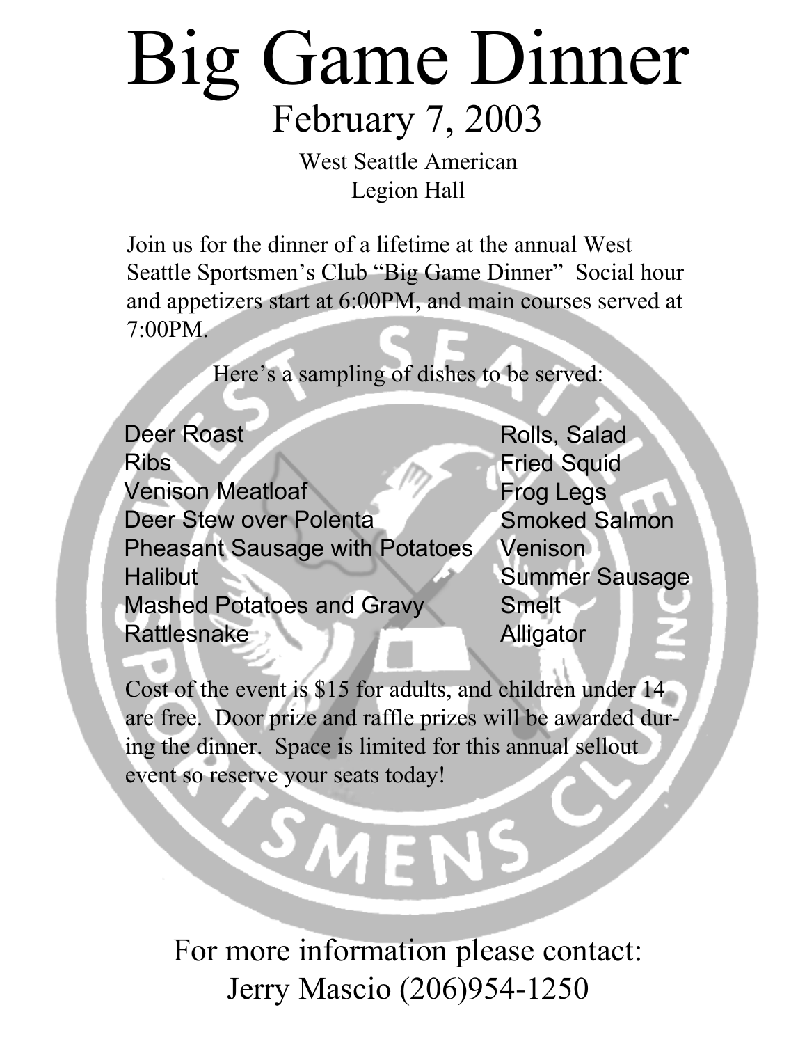# Big Game Dinner

## February 7, 2003

West Seattle American
Legion Hall

Join us for the dinner of a lifetime at the annual West Seattle Sportsmen's Club "Big Game Dinner" Social hour and appetizers start at 6:00PM, and main courses served at 7:00PM.

Here's a sampling of dishes to be served:

- Deer Roast
- Ribs
- Venison Meatloaf
- Deer Stew over Polenta
- Pheasant Sausage with Potatoes
- Halibut
- Mashed Potatoes and Gravy
- Rattlesnake
- Rolls, Salad
- Fried Squid
- Frog Legs
- Smoked Salmon
- Venison
- Summer Sausage
- Smelt
- Alligator

Cost of the event is $15 for adults, and children under 14 are free. Door prize and raffle prizes will be awarded during the dinner. Space is limited for this annual sellout event so reserve your seats today!

For more information please contact:
Jerry Mascio (206)954-1250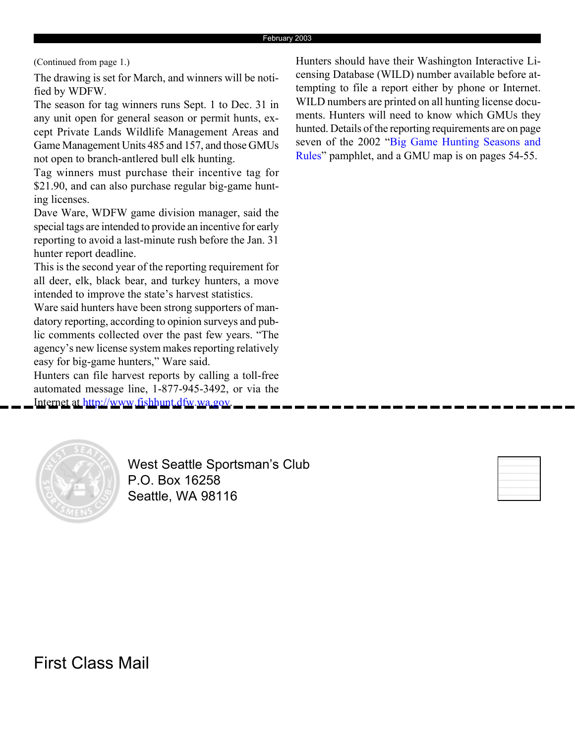(Continued from page 1.)

The drawing is set for March, and winners will be notified by WDFW.

The season for tag winners runs Sept. 1 to Dec. 31 in any unit open for general season or permit hunts, except Private Lands Wildlife Management Areas and Game Management Units 485 and 157, and those GMUs not open to branch-antlered bull elk hunting.

Tag winners must purchase their incentive tag for $21.90, and can also purchase regular big-game hunting licenses.

Dave Ware, WDFW game division manager, said the special tags are intended to provide an incentive for early reporting to avoid a last-minute rush before the Jan. 31 hunter report deadline.

This is the second year of the reporting requirement for all deer, elk, black bear, and turkey hunters, a move intended to improve the state's harvest statistics.

Ware said hunters have been strong supporters of mandatory reporting, according to opinion surveys and public comments collected over the past few years. "The agency's new license system makes reporting relatively easy for big-game hunters," Ware said.

Hunters can file harvest reports by calling a toll-free automated message line, 1-877-945-3492, or via the Internet at http://www.fishhunt.dfw.wa.gov.

Hunters should have their Washington Interactive Licensing Database (WILD) number available before attempting to file a report either by phone or Internet. WILD numbers are printed on all hunting license documents. Hunters will need to know which GMUs they hunted. Details of the reporting requirements are on page seven of the 2002 "Big Game Hunting Seasons and Rules" pamphlet, and a GMU map is on pages 54-55.

West Seattle Sportsman's Club
P.O. Box 16258
Seattle, WA 98116

First Class Mail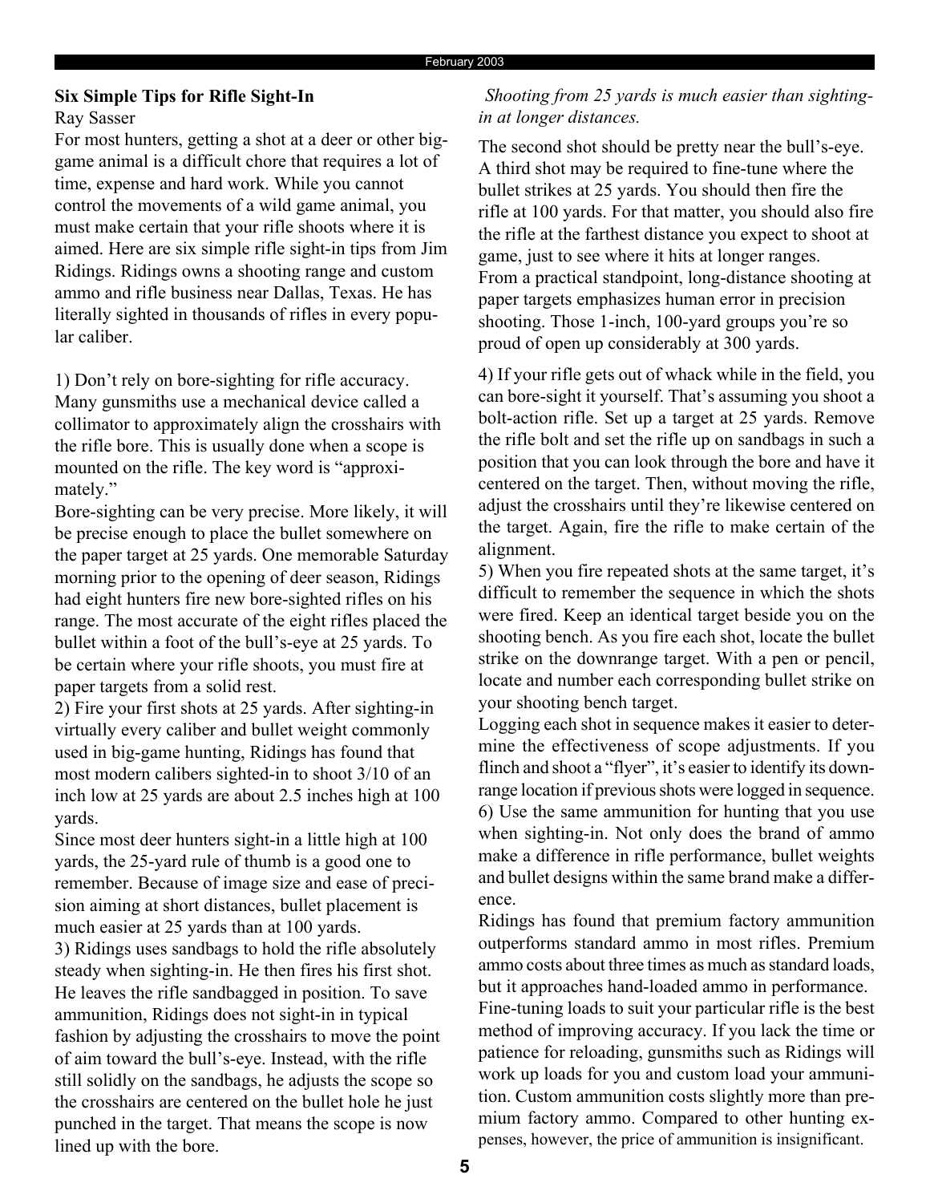**Six Simple Tips for Rifle Sight-In**

Ray Sasser

For most hunters, getting a shot at a deer or other big-game animal is a difficult chore that requires a lot of time, expense and hard work. While you cannot control the movements of a wild game animal, you must make certain that your rifle shoots where it is aimed. Here are six simple rifle sight-in tips from Jim Ridings. Ridings owns a shooting range and custom ammo and rifle business near Dallas, Texas. He has literally sighted in thousands of rifles in every popular caliber.

1) Don't rely on bore-sighting for rifle accuracy. Many gunsmiths use a mechanical device called a collimator to approximately align the crosshairs with the rifle bore. This is usually done when a scope is mounted on the rifle. The key word is "approximately."

Bore-sighting can be very precise. More likely, it will be precise enough to place the bullet somewhere on the paper target at 25 yards. One memorable Saturday morning prior to the opening of deer season, Ridings had eight hunters fire new bore-sighted rifles on his range. The most accurate of the eight rifles placed the bullet within a foot of the bull's-eye at 25 yards. To be certain where your rifle shoots, you must fire at paper targets from a solid rest.

2) Fire your first shots at 25 yards. After sighting-in virtually every caliber and bullet weight commonly used in big-game hunting, Ridings has found that most modern calibers sighted-in to shoot 3/10 of an inch low at 25 yards are about 2.5 inches high at 100 yards.

Since most deer hunters sight-in a little high at 100 yards, the 25-yard rule of thumb is a good one to remember. Because of image size and ease of precision aiming at short distances, bullet placement is much easier at 25 yards than at 100 yards.

3) Ridings uses sandbags to hold the rifle absolutely steady when sighting-in. He then fires his first shot. He leaves the rifle sandbagged in position. To save ammunition, Ridings does not sight-in in typical fashion by adjusting the crosshairs to move the point of aim toward the bull's-eye. Instead, with the rifle still solidly on the sandbags, he adjusts the scope so the crosshairs are centered on the bullet hole he just punched in the target. That means the scope is now lined up with the bore.

*Shooting from 25 yards is much easier than sighting-in at longer distances.*

The second shot should be pretty near the bull's-eye. A third shot may be required to fine-tune where the bullet strikes at 25 yards. You should then fire the rifle at 100 yards. For that matter, you should also fire the rifle at the farthest distance you expect to shoot at game, just to see where it hits at longer ranges.

From a practical standpoint, long-distance shooting at paper targets emphasizes human error in precision shooting. Those 1-inch, 100-yard groups you're so proud of open up considerably at 300 yards.

4) If your rifle gets out of whack while in the field, you can bore-sight it yourself. That's assuming you shoot a bolt-action rifle. Set up a target at 25 yards. Remove the rifle bolt and set the rifle up on sandbags in such a position that you can look through the bore and have it centered on the target. Then, without moving the rifle, adjust the crosshairs until they're likewise centered on the target. Again, fire the rifle to make certain of the alignment.

5) When you fire repeated shots at the same target, it's difficult to remember the sequence in which the shots were fired. Keep an identical target beside you on the shooting bench. As you fire each shot, locate the bullet strike on the downrange target. With a pen or pencil, locate and number each corresponding bullet strike on your shooting bench target.

Logging each shot in sequence makes it easier to determine the effectiveness of scope adjustments. If you flinch and shoot a "flyer", it's easier to identify its downrange location if previous shots were logged in sequence.

6) Use the same ammunition for hunting that you use when sighting-in. Not only does the brand of ammo make a difference in rifle performance, bullet weights and bullet designs within the same brand make a difference.

Ridings has found that premium factory ammunition outperforms standard ammo in most rifles. Premium ammo costs about three times as much as standard loads, but it approaches hand-loaded ammo in performance.

Fine-tuning loads to suit your particular rifle is the best method of improving accuracy. If you lack the time or patience for reloading, gunsmiths such as Ridings will work up loads for you and custom load your ammunition. Custom ammunition costs slightly more than premium factory ammo. Compared to other hunting expenses, however, the price of ammunition is insignificant.